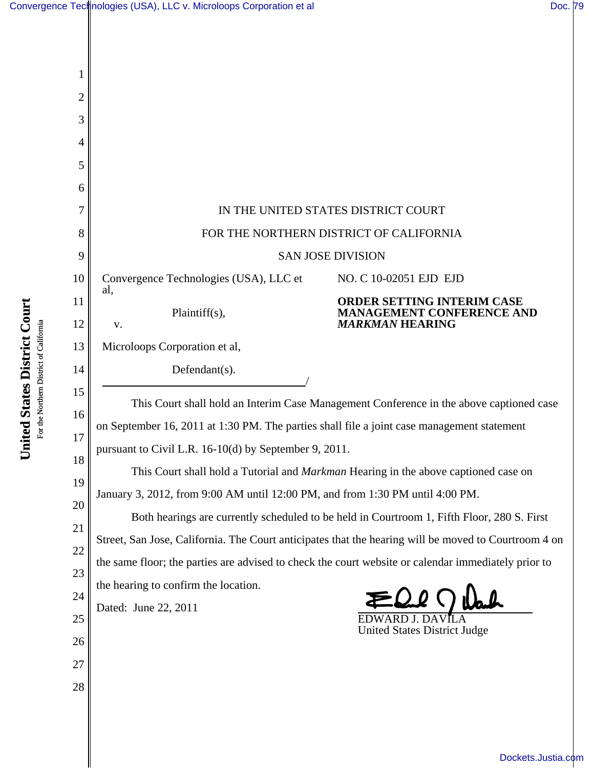IN THE UNITED STATES DISTRICT COURT

FOR THE NORTHERN DISTRICT OF CALIFORNIA

SAN JOSE DIVISION

Convergence Technologies (USA), LLC et al,

Plaintiff(s),

v.

Microloops Corporation et al,

Defendant(s).

/

NO. C 10-02051 EJD EJD

**ORDER SETTING INTERIM CASE MANAGEMENT CONFERENCE AND *MARKMAN* HEARING**

This Court shall hold an Interim Case Management Conference in the above captioned case on September 16, 2011 at 1:30 PM. The parties shall file a joint case management statement pursuant to Civil L.R. 16-10(d) by September 9, 2011.

This Court shall hold a Tutorial and *Markman* Hearing in the above captioned case on January 3, 2012, from 9:00 AM until 12:00 PM, and from 1:30 PM until 4:00 PM.

Both hearings are currently scheduled to be held in Courtroom 1, Fifth Floor, 280 S. First Street, San Jose, California. The Court anticipates that the hearing will be moved to Courtroom 4 on the same floor; the parties are advised to check the court website or calendar immediately prior to the hearing to confirm the location.

Dated: June 22, 2011

EDWARD J. DAVILA
United States District Judge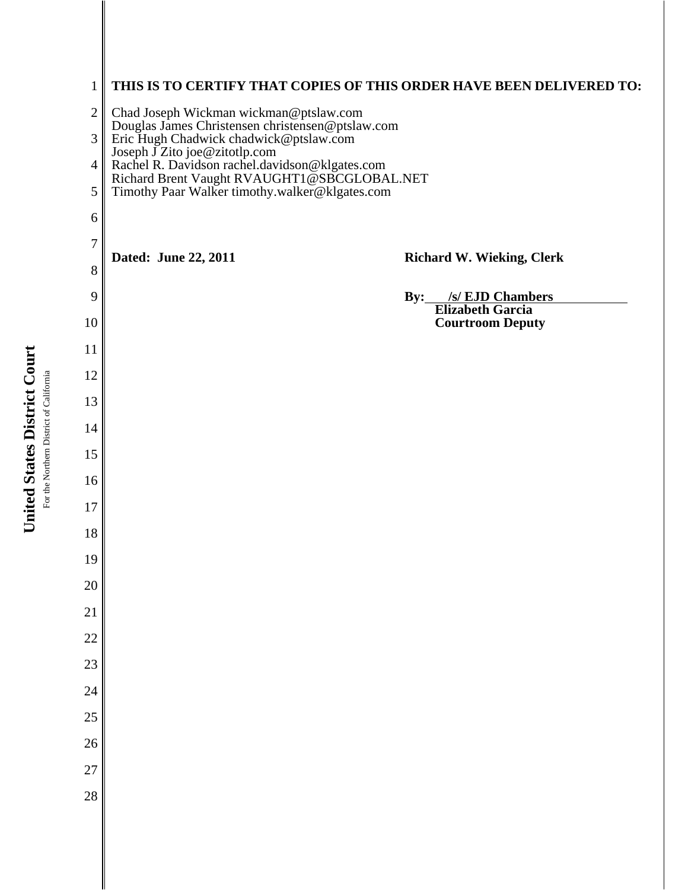**THIS IS TO CERTIFY THAT COPIES OF THIS ORDER HAVE BEEN DELIVERED TO:**

Chad Joseph Wickman wickman@ptslaw.com
Douglas James Christensen christensen@ptslaw.com
Eric Hugh Chadwick chadwick@ptslaw.com
Joseph J Zito joe@zitotlp.com
Rachel R. Davidson rachel.davidson@klgates.com
Richard Brent Vaught RVAUGHT1@SBCGLOBAL.NET
Timothy Paar Walker timothy.walker@klgates.com

**Dated: June 22, 2011**

**Richard W. Wieking, Clerk**

**By: /s/ EJD Chambers**
**Elizabeth Garcia**
**Courtroom Deputy**